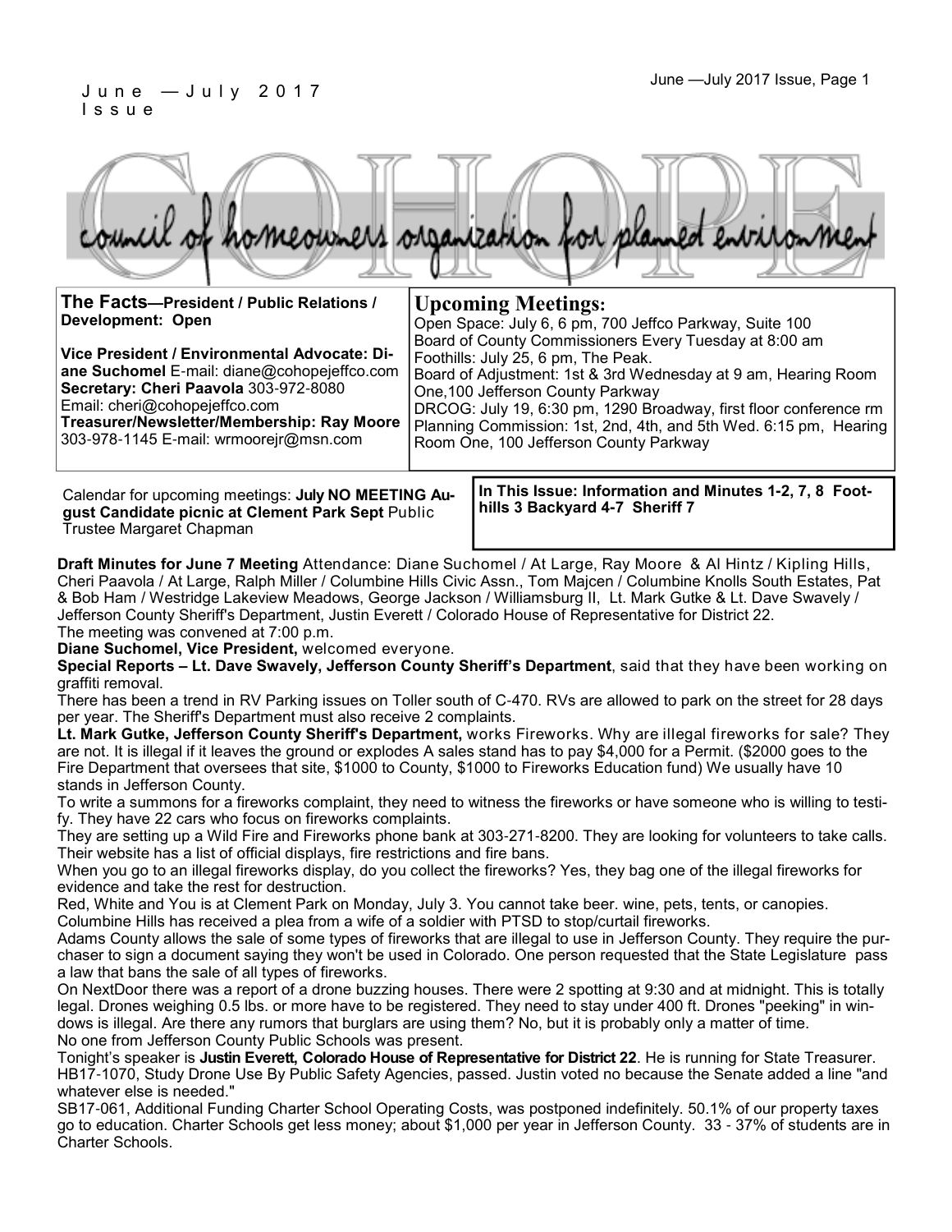June — July 2017 Issue

# COHOPE

council of homeowners organization for planned environment

**The Facts—President / Public Relations / Development: Open**

**Vice President / Environmental Advocate: Diane Suchomel** E-mail: diane@cohopejeffco.com
**Secretary: Cheri Paavola** 303-972-8080
Email: cheri@cohopejeffco.com
**Treasurer/Newsletter/Membership: Ray Moore** 303-978-1145 E-mail: wrmoorejr@msn.com

## Upcoming Meetings:

Open Space: July 6, 6 pm, 700 Jeffco Parkway, Suite 100
Board of County Commissioners Every Tuesday at 8:00 am
Foothills: July 25, 6 pm, The Peak.
Board of Adjustment: 1st & 3rd Wednesday at 9 am, Hearing Room One,100 Jefferson County Parkway
DRCOG: July 19, 6:30 pm, 1290 Broadway, first floor conference rm
Planning Commission: 1st, 2nd, 4th, and 5th Wed. 6:15 pm, Hearing Room One, 100 Jefferson County Parkway

Calendar for upcoming meetings: **July NO MEETING August Candidate picnic at Clement Park Sept** Public Trustee Margaret Chapman

**In This Issue: Information and Minutes 1-2, 7, 8 Foothills 3 Backyard 4-7 Sheriff 7**

**Draft Minutes for June 7 Meeting** Attendance: Diane Suchomel / At Large, Ray Moore & Al Hintz / Kipling Hills, Cheri Paavola / At Large, Ralph Miller / Columbine Hills Civic Assn., Tom Majcen / Columbine Knolls South Estates, Pat & Bob Ham / Westridge Lakeview Meadows, George Jackson / Williamsburg II, Lt. Mark Gutke & Lt. Dave Swavely / Jefferson County Sheriff's Department, Justin Everett / Colorado House of Representative for District 22.

The meeting was convened at 7:00 p.m.

**Diane Suchomel, Vice President,** welcomed everyone.

**Special Reports – Lt. Dave Swavely, Jefferson County Sheriff's Department**, said that they have been working on graffiti removal.

There has been a trend in RV Parking issues on Toller south of C-470. RVs are allowed to park on the street for 28 days per year. The Sheriff's Department must also receive 2 complaints.

**Lt. Mark Gutke, Jefferson County Sheriff's Department,** works Fireworks. Why are illegal fireworks for sale? They are not. It is illegal if it leaves the ground or explodes A sales stand has to pay $4,000 for a Permit. ($2000 goes to the Fire Department that oversees that site, $1000 to County, $1000 to Fireworks Education fund) We usually have 10 stands in Jefferson County.

To write a summons for a fireworks complaint, they need to witness the fireworks or have someone who is willing to testify. They have 22 cars who focus on fireworks complaints.

They are setting up a Wild Fire and Fireworks phone bank at 303-271-8200. They are looking for volunteers to take calls. Their website has a list of official displays, fire restrictions and fire bans.

When you go to an illegal fireworks display, do you collect the fireworks? Yes, they bag one of the illegal fireworks for evidence and take the rest for destruction.

Red, White and You is at Clement Park on Monday, July 3. You cannot take beer. wine, pets, tents, or canopies.

Columbine Hills has received a plea from a wife of a soldier with PTSD to stop/curtail fireworks.

Adams County allows the sale of some types of fireworks that are illegal to use in Jefferson County. They require the purchaser to sign a document saying they won't be used in Colorado. One person requested that the State Legislature pass a law that bans the sale of all types of fireworks.

On NextDoor there was a report of a drone buzzing houses. There were 2 spotting at 9:30 and at midnight. This is totally legal. Drones weighing 0.5 lbs. or more have to be registered. They need to stay under 400 ft. Drones "peeking" in windows is illegal. Are there any rumors that burglars are using them? No, but it is probably only a matter of time.

No one from Jefferson County Public Schools was present.

Tonight's speaker is **Justin Everett, Colorado House of Representative for District 22**. He is running for State Treasurer.

HB17-1070, Study Drone Use By Public Safety Agencies, passed. Justin voted no because the Senate added a line "and whatever else is needed."

SB17-061, Additional Funding Charter School Operating Costs, was postponed indefinitely. 50.1% of our property taxes go to education. Charter Schools get less money; about $1,000 per year in Jefferson County. 33 - 37% of students are in Charter Schools.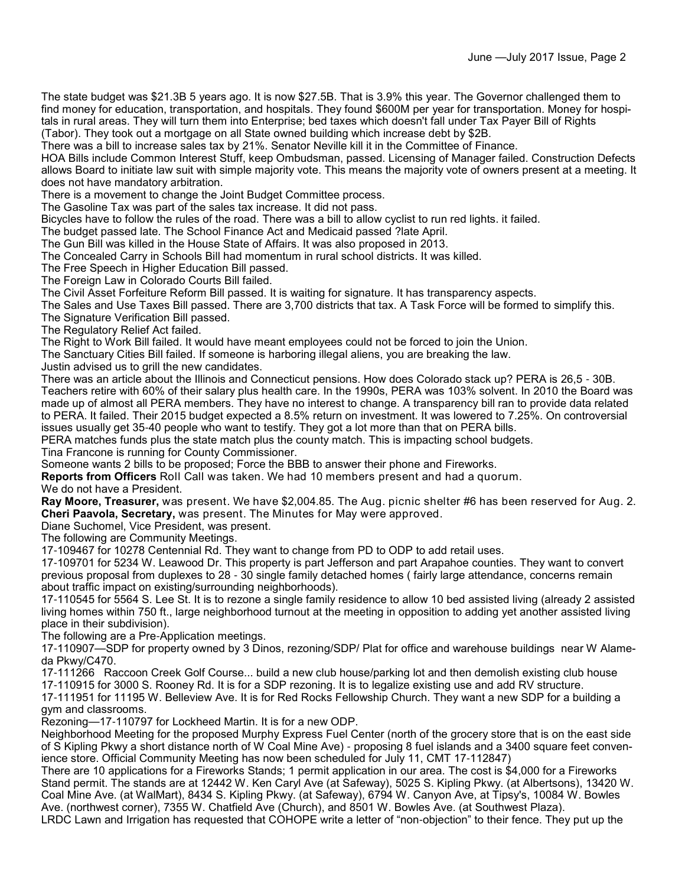The state budget was $21.3B 5 years ago. It is now $27.5B. That is 3.9% this year. The Governor challenged them to find money for education, transportation, and hospitals. They found $600M per year for transportation. Money for hospitals in rural areas. They will turn them into Enterprise; bed taxes which doesn't fall under Tax Payer Bill of Rights (Tabor). They took out a mortgage on all State owned building which increase debt by $2B.

There was a bill to increase sales tax by 21%. Senator Neville kill it in the Committee of Finance.

HOA Bills include Common Interest Stuff, keep Ombudsman, passed. Licensing of Manager failed. Construction Defects allows Board to initiate law suit with simple majority vote. This means the majority vote of owners present at a meeting. It does not have mandatory arbitration.

There is a movement to change the Joint Budget Committee process.

The Gasoline Tax was part of the sales tax increase. It did not pass.

Bicycles have to follow the rules of the road. There was a bill to allow cyclist to run red lights. it failed.

The budget passed late. The School Finance Act and Medicaid passed ?late April.

The Gun Bill was killed in the House State of Affairs. It was also proposed in 2013.

The Concealed Carry in Schools Bill had momentum in rural school districts. It was killed.

The Free Speech in Higher Education Bill passed.

The Foreign Law in Colorado Courts Bill failed.

The Civil Asset Forfeiture Reform Bill passed. It is waiting for signature. It has transparency aspects.

The Sales and Use Taxes Bill passed. There are 3,700 districts that tax. A Task Force will be formed to simplify this.

The Signature Verification Bill passed.

The Regulatory Relief Act failed.

The Right to Work Bill failed. It would have meant employees could not be forced to join the Union.

The Sanctuary Cities Bill failed. If someone is harboring illegal aliens, you are breaking the law.

Justin advised us to grill the new candidates.

There was an article about the Illinois and Connecticut pensions. How does Colorado stack up? PERA is 26,5 - 30B. Teachers retire with 60% of their salary plus health care. In the 1990s, PERA was 103% solvent. In 2010 the Board was made up of almost all PERA members. They have no interest to change. A transparency bill ran to provide data related to PERA. It failed. Their 2015 budget expected a 8.5% return on investment. It was lowered to 7.25%. On controversial issues usually get 35-40 people who want to testify. They got a lot more than that on PERA bills.

PERA matches funds plus the state match plus the county match. This is impacting school budgets.

Tina Francone is running for County Commissioner.

Someone wants 2 bills to be proposed; Force the BBB to answer their phone and Fireworks.

**Reports from Officers** Roll Call was taken. We had 10 members present and had a quorum.

We do not have a President.

**Ray Moore, Treasurer,** was present. We have $2,004.85. The Aug. picnic shelter #6 has been reserved for Aug. 2.

**Cheri Paavola, Secretary,** was present. The Minutes for May were approved.

Diane Suchomel, Vice President, was present.

The following are Community Meetings.

17-109467 for 10278 Centennial Rd. They want to change from PD to ODP to add retail uses.

17-109701 for 5234 W. Leawood Dr. This property is part Jefferson and part Arapahoe counties. They want to convert previous proposal from duplexes to 28 - 30 single family detached homes ( fairly large attendance, concerns remain about traffic impact on existing/surrounding neighborhoods).

17-110545 for 5564 S. Lee St. It is to rezone a single family residence to allow 10 bed assisted living (already 2 assisted living homes within 750 ft., large neighborhood turnout at the meeting in opposition to adding yet another assisted living place in their subdivision).

The following are a Pre-Application meetings.

17-110907—SDP for property owned by 3 Dinos, rezoning/SDP/ Plat for office and warehouse buildings near W Alameda Pkwy/C470.

17-111266 Raccoon Creek Golf Course... build a new club house/parking lot and then demolish existing club house

17-110915 for 3000 S. Rooney Rd. It is for a SDP rezoning. It is to legalize existing use and add RV structure.

17-111951 for 11195 W. Belleview Ave. It is for Red Rocks Fellowship Church. They want a new SDP for a building a gym and classrooms.

Rezoning—17-110797 for Lockheed Martin. It is for a new ODP.

Neighborhood Meeting for the proposed Murphy Express Fuel Center (north of the grocery store that is on the east side of S Kipling Pkwy a short distance north of W Coal Mine Ave) - proposing 8 fuel islands and a 3400 square feet convenience store. Official Community Meeting has now been scheduled for July 11, CMT 17-112847)

There are 10 applications for a Fireworks Stands; 1 permit application in our area. The cost is $4,000 for a Fireworks Stand permit. The stands are at 12442 W. Ken Caryl Ave (at Safeway), 5025 S. Kipling Pkwy. (at Albertsons), 13420 W. Coal Mine Ave. (at WalMart), 8434 S. Kipling Pkwy. (at Safeway), 6794 W. Canyon Ave, at Tipsy's, 10084 W. Bowles Ave. (northwest corner), 7355 W. Chatfield Ave (Church), and 8501 W. Bowles Ave. (at Southwest Plaza).

LRDC Lawn and Irrigation has requested that COHOPE write a letter of "non-objection" to their fence. They put up the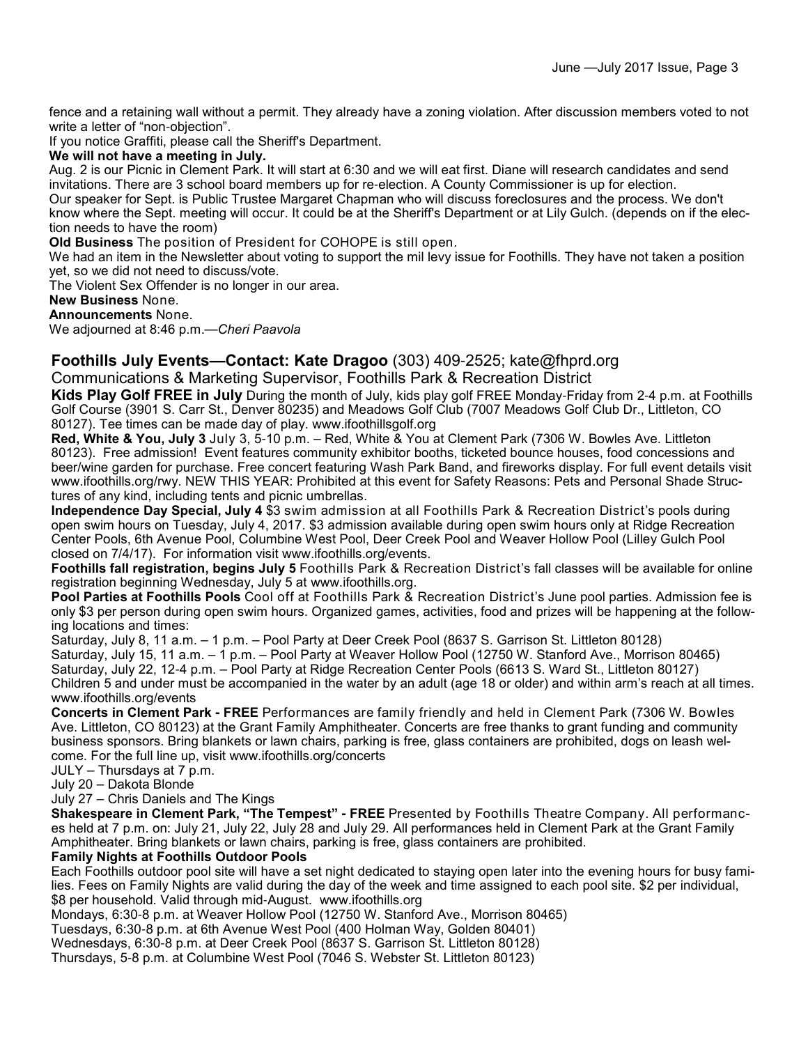fence and a retaining wall without a permit. They already have a zoning violation. After discussion members voted to not write a letter of "non-objection".

If you notice Graffiti, please call the Sheriff's Department.

**We will not have a meeting in July.**

Aug. 2 is our Picnic in Clement Park. It will start at 6:30 and we will eat first. Diane will research candidates and send invitations. There are 3 school board members up for re-election. A County Commissioner is up for election.

Our speaker for Sept. is Public Trustee Margaret Chapman who will discuss foreclosures and the process. We don't know where the Sept. meeting will occur. It could be at the Sheriff's Department or at Lily Gulch. (depends on if the election needs to have the room)

**Old Business** The position of President for COHOPE is still open.

We had an item in the Newsletter about voting to support the mil levy issue for Foothills. They have not taken a position yet, so we did not need to discuss/vote.

The Violent Sex Offender is no longer in our area.

**New Business** None.

**Announcements** None.

We adjourned at 8:46 p.m.—*Cheri Paavola*

## Foothills July Events—Contact: Kate Dragoo (303) 409-2525; kate@fhprd.org

Communications & Marketing Supervisor, Foothills Park & Recreation District

**Kids Play Golf FREE in July** During the month of July, kids play golf FREE Monday-Friday from 2-4 p.m. at Foothills Golf Course (3901 S. Carr St., Denver 80235) and Meadows Golf Club (7007 Meadows Golf Club Dr., Littleton, CO 80127). Tee times can be made day of play. www.ifoothillsgolf.org

**Red, White & You, July 3** July 3, 5-10 p.m. – Red, White & You at Clement Park (7306 W. Bowles Ave. Littleton 80123). Free admission! Event features community exhibitor booths, ticketed bounce houses, food concessions and beer/wine garden for purchase. Free concert featuring Wash Park Band, and fireworks display. For full event details visit www.ifoothills.org/rwy. NEW THIS YEAR: Prohibited at this event for Safety Reasons: Pets and Personal Shade Structures of any kind, including tents and picnic umbrellas.

**Independence Day Special, July 4** $3 swim admission at all Foothills Park & Recreation District's pools during open swim hours on Tuesday, July 4, 2017. $3 admission available during open swim hours only at Ridge Recreation Center Pools, 6th Avenue Pool, Columbine West Pool, Deer Creek Pool and Weaver Hollow Pool (Lilley Gulch Pool closed on 7/4/17). For information visit www.ifoothills.org/events.

**Foothills fall registration, begins July 5** Foothills Park & Recreation District's fall classes will be available for online registration beginning Wednesday, July 5 at www.ifoothills.org.

**Pool Parties at Foothills Pools** Cool off at Foothills Park & Recreation District's June pool parties. Admission fee is only $3 per person during open swim hours. Organized games, activities, food and prizes will be happening at the following locations and times:

Saturday, July 8, 11 a.m. – 1 p.m. – Pool Party at Deer Creek Pool (8637 S. Garrison St. Littleton 80128)

Saturday, July 15, 11 a.m. – 1 p.m. – Pool Party at Weaver Hollow Pool (12750 W. Stanford Ave., Morrison 80465)

Saturday, July 22, 12-4 p.m. – Pool Party at Ridge Recreation Center Pools (6613 S. Ward St., Littleton 80127)

Children 5 and under must be accompanied in the water by an adult (age 18 or older) and within arm's reach at all times. www.ifoothills.org/events

**Concerts in Clement Park - FREE** Performances are family friendly and held in Clement Park (7306 W. Bowles Ave. Littleton, CO 80123) at the Grant Family Amphitheater. Concerts are free thanks to grant funding and community business sponsors. Bring blankets or lawn chairs, parking is free, glass containers are prohibited, dogs on leash welcome. For the full line up, visit www.ifoothills.org/concerts

JULY – Thursdays at 7 p.m.

July 20 – Dakota Blonde

July 27 – Chris Daniels and The Kings

**Shakespeare in Clement Park, "The Tempest" - FREE** Presented by Foothills Theatre Company. All performances held at 7 p.m. on: July 21, July 22, July 28 and July 29. All performances held in Clement Park at the Grant Family Amphitheater. Bring blankets or lawn chairs, parking is free, glass containers are prohibited.

**Family Nights at Foothills Outdoor Pools**

Each Foothills outdoor pool site will have a set night dedicated to staying open later into the evening hours for busy families. Fees on Family Nights are valid during the day of the week and time assigned to each pool site. $2 per individual, $8 per household. Valid through mid-August. www.ifoothills.org

Mondays, 6:30-8 p.m. at Weaver Hollow Pool (12750 W. Stanford Ave., Morrison 80465)

Tuesdays, 6:30-8 p.m. at 6th Avenue West Pool (400 Holman Way, Golden 80401)

Wednesdays, 6:30-8 p.m. at Deer Creek Pool (8637 S. Garrison St. Littleton 80128)

Thursdays, 5-8 p.m. at Columbine West Pool (7046 S. Webster St. Littleton 80123)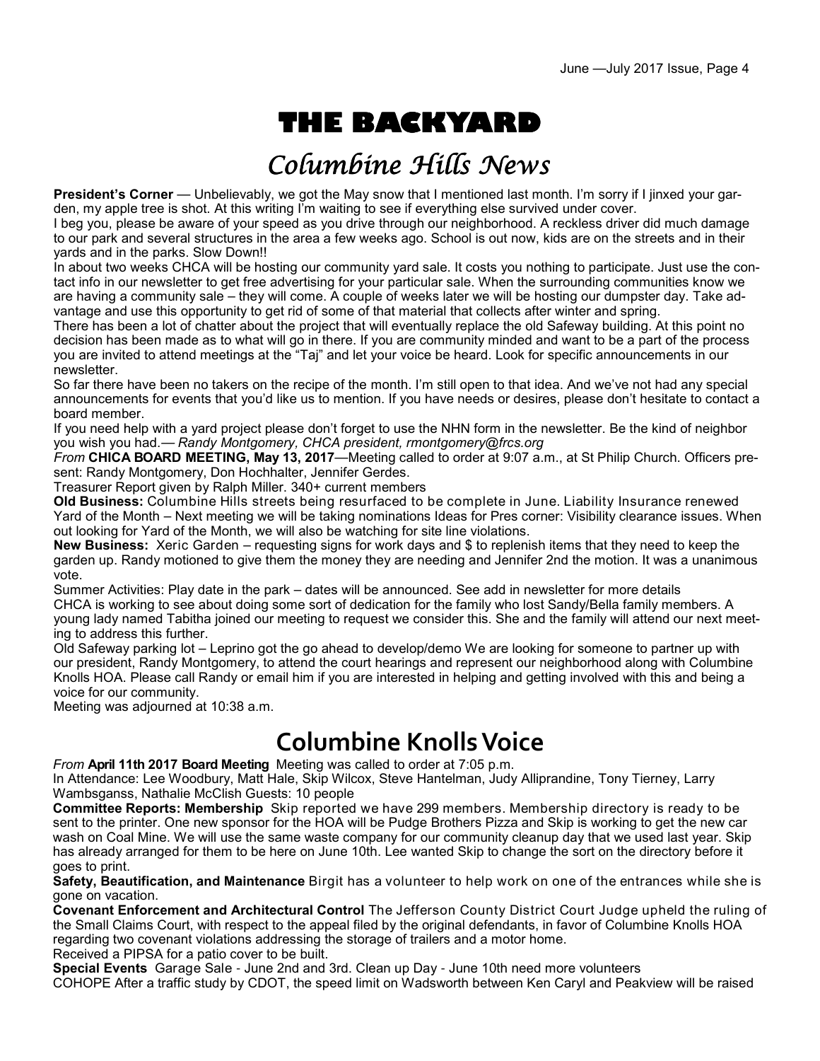# THE BACKYARD

## Columbine Hills News

**President's Corner** — Unbelievably, we got the May snow that I mentioned last month. I'm sorry if I jinxed your garden, my apple tree is shot. At this writing I'm waiting to see if everything else survived under cover.

I beg you, please be aware of your speed as you drive through our neighborhood. A reckless driver did much damage to our park and several structures in the area a few weeks ago. School is out now, kids are on the streets and in their yards and in the parks. Slow Down!!

In about two weeks CHCA will be hosting our community yard sale. It costs you nothing to participate. Just use the contact info in our newsletter to get free advertising for your particular sale. When the surrounding communities know we are having a community sale – they will come. A couple of weeks later we will be hosting our dumpster day. Take advantage and use this opportunity to get rid of some of that material that collects after winter and spring.

There has been a lot of chatter about the project that will eventually replace the old Safeway building. At this point no decision has been made as to what will go in there. If you are community minded and want to be a part of the process you are invited to attend meetings at the "Taj" and let your voice be heard. Look for specific announcements in our newsletter.

So far there have been no takers on the recipe of the month. I'm still open to that idea. And we've not had any special announcements for events that you'd like us to mention. If you have needs or desires, please don't hesitate to contact a board member.

If you need help with a yard project please don't forget to use the NHN form in the newsletter. Be the kind of neighbor you wish you had.— *Randy Montgomery, CHCA president, rmontgomery@frcs.org*

*From* **CHICA BOARD MEETING, May 13, 2017**—Meeting called to order at 9:07 a.m., at St Philip Church. Officers present: Randy Montgomery, Don Hochhalter, Jennifer Gerdes.

Treasurer Report given by Ralph Miller. 340+ current members

**Old Business:** Columbine Hills streets being resurfaced to be complete in June. Liability Insurance renewed Yard of the Month – Next meeting we will be taking nominations Ideas for Pres corner: Visibility clearance issues. When out looking for Yard of the Month, we will also be watching for site line violations.

**New Business:** Xeric Garden – requesting signs for work days and $ to replenish items that they need to keep the garden up. Randy motioned to give them the money they are needing and Jennifer 2nd the motion. It was a unanimous vote.

Summer Activities: Play date in the park – dates will be announced. See add in newsletter for more details

CHCA is working to see about doing some sort of dedication for the family who lost Sandy/Bella family members. A young lady named Tabitha joined our meeting to request we consider this. She and the family will attend our next meeting to address this further.

Old Safeway parking lot – Leprino got the go ahead to develop/demo We are looking for someone to partner up with our president, Randy Montgomery, to attend the court hearings and represent our neighborhood along with Columbine Knolls HOA. Please call Randy or email him if you are interested in helping and getting involved with this and being a voice for our community.

Meeting was adjourned at 10:38 a.m.

## Columbine Knolls Voice

*From* **April 11th 2017 Board Meeting** Meeting was called to order at 7:05 p.m.

In Attendance: Lee Woodbury, Matt Hale, Skip Wilcox, Steve Hantelman, Judy Alliprandine, Tony Tierney, Larry Wambsganss, Nathalie McClish Guests: 10 people

**Committee Reports: Membership** Skip reported we have 299 members. Membership directory is ready to be sent to the printer. One new sponsor for the HOA will be Pudge Brothers Pizza and Skip is working to get the new car wash on Coal Mine. We will use the same waste company for our community cleanup day that we used last year. Skip has already arranged for them to be here on June 10th. Lee wanted Skip to change the sort on the directory before it goes to print.

**Safety, Beautification, and Maintenance** Birgit has a volunteer to help work on one of the entrances while she is gone on vacation.

**Covenant Enforcement and Architectural Control** The Jefferson County District Court Judge upheld the ruling of the Small Claims Court, with respect to the appeal filed by the original defendants, in favor of Columbine Knolls HOA regarding two covenant violations addressing the storage of trailers and a motor home.

Received a PIPSA for a patio cover to be built.

**Special Events** Garage Sale - June 2nd and 3rd. Clean up Day - June 10th need more volunteers

COHOPE After a traffic study by CDOT, the speed limit on Wadsworth between Ken Caryl and Peakview will be raised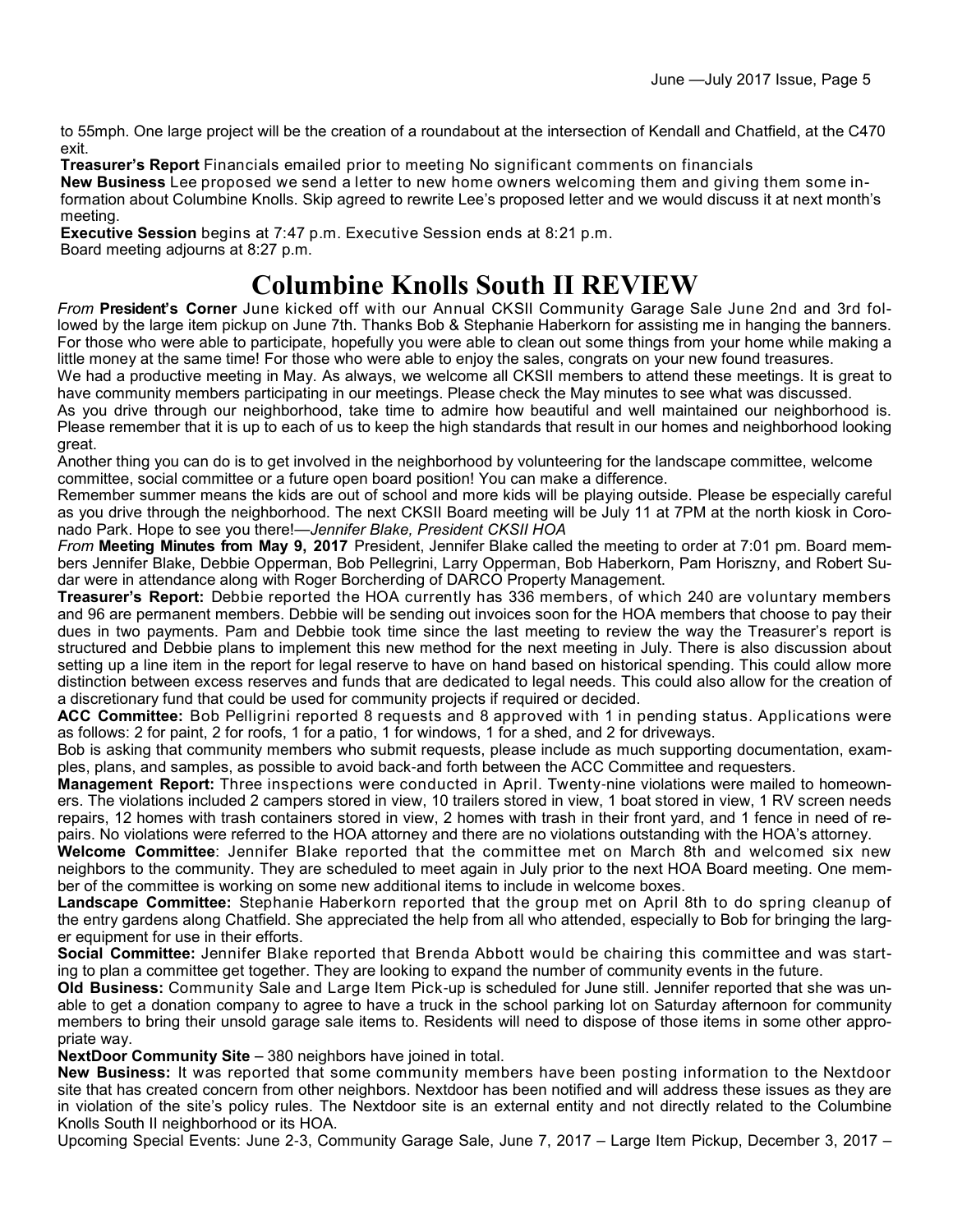to 55mph. One large project will be the creation of a roundabout at the intersection of Kendall and Chatfield, at the C470 exit.

**Treasurer's Report** Financials emailed prior to meeting No significant comments on financials

**New Business** Lee proposed we send a letter to new home owners welcoming them and giving them some information about Columbine Knolls. Skip agreed to rewrite Lee's proposed letter and we would discuss it at next month's meeting.

**Executive Session** begins at 7:47 p.m. Executive Session ends at 8:21 p.m.

Board meeting adjourns at 8:27 p.m.

# Columbine Knolls South II REVIEW

*From* **President's Corner** June kicked off with our Annual CKSII Community Garage Sale June 2nd and 3rd followed by the large item pickup on June 7th. Thanks Bob & Stephanie Haberkorn for assisting me in hanging the banners. For those who were able to participate, hopefully you were able to clean out some things from your home while making a little money at the same time! For those who were able to enjoy the sales, congrats on your new found treasures.

We had a productive meeting in May. As always, we welcome all CKSII members to attend these meetings. It is great to have community members participating in our meetings. Please check the May minutes to see what was discussed.

As you drive through our neighborhood, take time to admire how beautiful and well maintained our neighborhood is. Please remember that it is up to each of us to keep the high standards that result in our homes and neighborhood looking great.

Another thing you can do is to get involved in the neighborhood by volunteering for the landscape committee, welcome committee, social committee or a future open board position! You can make a difference.

Remember summer means the kids are out of school and more kids will be playing outside. Please be especially careful as you drive through the neighborhood. The next CKSII Board meeting will be July 11 at 7PM at the north kiosk in Coronado Park. Hope to see you there!—*Jennifer Blake, President CKSII HOA*

*From* **Meeting Minutes from May 9, 2017** President, Jennifer Blake called the meeting to order at 7:01 pm. Board members Jennifer Blake, Debbie Opperman, Bob Pellegrini, Larry Opperman, Bob Haberkorn, Pam Horiszny, and Robert Sudar were in attendance along with Roger Borcherding of DARCO Property Management.

**Treasurer's Report:** Debbie reported the HOA currently has 336 members, of which 240 are voluntary members and 96 are permanent members. Debbie will be sending out invoices soon for the HOA members that choose to pay their dues in two payments. Pam and Debbie took time since the last meeting to review the way the Treasurer's report is structured and Debbie plans to implement this new method for the next meeting in July. There is also discussion about setting up a line item in the report for legal reserve to have on hand based on historical spending. This could allow more distinction between excess reserves and funds that are dedicated to legal needs. This could also allow for the creation of a discretionary fund that could be used for community projects if required or decided.

**ACC Committee:** Bob Pelligrini reported 8 requests and 8 approved with 1 in pending status. Applications were as follows: 2 for paint, 2 for roofs, 1 for a patio, 1 for windows, 1 for a shed, and 2 for driveways.

Bob is asking that community members who submit requests, please include as much supporting documentation, examples, plans, and samples, as possible to avoid back-and forth between the ACC Committee and requesters.

**Management Report:** Three inspections were conducted in April. Twenty-nine violations were mailed to homeowners. The violations included 2 campers stored in view, 10 trailers stored in view, 1 boat stored in view, 1 RV screen needs repairs, 12 homes with trash containers stored in view, 2 homes with trash in their front yard, and 1 fence in need of repairs. No violations were referred to the HOA attorney and there are no violations outstanding with the HOA's attorney.

**Welcome Committee**: Jennifer Blake reported that the committee met on March 8th and welcomed six new neighbors to the community. They are scheduled to meet again in July prior to the next HOA Board meeting. One member of the committee is working on some new additional items to include in welcome boxes.

**Landscape Committee:** Stephanie Haberkorn reported that the group met on April 8th to do spring cleanup of the entry gardens along Chatfield. She appreciated the help from all who attended, especially to Bob for bringing the larger equipment for use in their efforts.

**Social Committee:** Jennifer Blake reported that Brenda Abbott would be chairing this committee and was starting to plan a committee get together. They are looking to expand the number of community events in the future.

**Old Business:** Community Sale and Large Item Pick-up is scheduled for June still. Jennifer reported that she was unable to get a donation company to agree to have a truck in the school parking lot on Saturday afternoon for community members to bring their unsold garage sale items to. Residents will need to dispose of those items in some other appropriate way.

**NextDoor Community Site** – 380 neighbors have joined in total.

**New Business:** It was reported that some community members have been posting information to the Nextdoor site that has created concern from other neighbors. Nextdoor has been notified and will address these issues as they are in violation of the site's policy rules. The Nextdoor site is an external entity and not directly related to the Columbine Knolls South II neighborhood or its HOA.

Upcoming Special Events: June 2-3, Community Garage Sale, June 7, 2017 – Large Item Pickup, December 3, 2017 –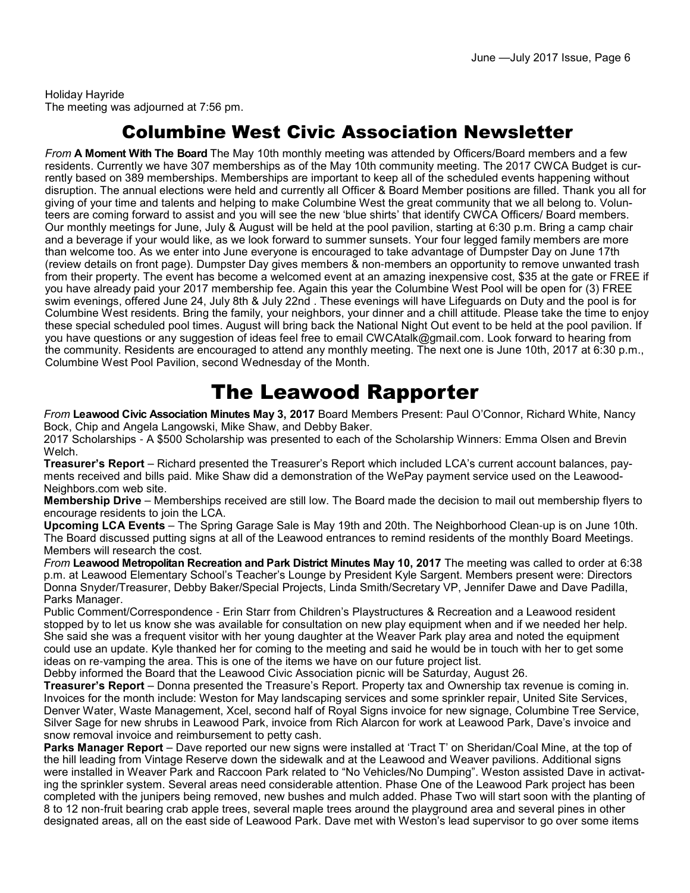Holiday Hayride
The meeting was adjourned at 7:56 pm.

# Columbine West Civic Association Newsletter

*From* **A Moment With The Board** The May 10th monthly meeting was attended by Officers/Board members and a few residents. Currently we have 307 memberships as of the May 10th community meeting. The 2017 CWCA Budget is currently based on 389 memberships. Memberships are important to keep all of the scheduled events happening without disruption. The annual elections were held and currently all Officer & Board Member positions are filled. Thank you all for giving of your time and talents and helping to make Columbine West the great community that we all belong to. Volunteers are coming forward to assist and you will see the new 'blue shirts' that identify CWCA Officers/ Board members. Our monthly meetings for June, July & August will be held at the pool pavilion, starting at 6:30 p.m. Bring a camp chair and a beverage if your would like, as we look forward to summer sunsets. Your four legged family members are more than welcome too. As we enter into June everyone is encouraged to take advantage of Dumpster Day on June 17th (review details on front page). Dumpster Day gives members & non-members an opportunity to remove unwanted trash from their property. The event has become a welcomed event at an amazing inexpensive cost, $35 at the gate or FREE if you have already paid your 2017 membership fee. Again this year the Columbine West Pool will be open for (3) FREE swim evenings, offered June 24, July 8th & July 22nd . These evenings will have Lifeguards on Duty and the pool is for Columbine West residents. Bring the family, your neighbors, your dinner and a chill attitude. Please take the time to enjoy these special scheduled pool times. August will bring back the National Night Out event to be held at the pool pavilion. If you have questions or any suggestion of ideas feel free to email CWCAtalk@gmail.com. Look forward to hearing from the community. Residents are encouraged to attend any monthly meeting. The next one is June 10th, 2017 at 6:30 p.m., Columbine West Pool Pavilion, second Wednesday of the Month.

# The Leawood Rapporter

*From* **Leawood Civic Association Minutes May 3, 2017** Board Members Present: Paul O'Connor, Richard White, Nancy Bock, Chip and Angela Langowski, Mike Shaw, and Debby Baker.

2017 Scholarships - A $500 Scholarship was presented to each of the Scholarship Winners: Emma Olsen and Brevin Welch.

**Treasurer's Report** – Richard presented the Treasurer's Report which included LCA's current account balances, payments received and bills paid. Mike Shaw did a demonstration of the WePay payment service used on the Leawood-Neighbors.com web site.

**Membership Drive** – Memberships received are still low. The Board made the decision to mail out membership flyers to encourage residents to join the LCA.

**Upcoming LCA Events** – The Spring Garage Sale is May 19th and 20th. The Neighborhood Clean-up is on June 10th. The Board discussed putting signs at all of the Leawood entrances to remind residents of the monthly Board Meetings. Members will research the cost.

*From* **Leawood Metropolitan Recreation and Park District Minutes May 10, 2017** The meeting was called to order at 6:38 p.m. at Leawood Elementary School's Teacher's Lounge by President Kyle Sargent. Members present were: Directors Donna Snyder/Treasurer, Debby Baker/Special Projects, Linda Smith/Secretary VP, Jennifer Dawe and Dave Padilla, Parks Manager.

Public Comment/Correspondence - Erin Starr from Children's Playstructures & Recreation and a Leawood resident stopped by to let us know she was available for consultation on new play equipment when and if we needed her help. She said she was a frequent visitor with her young daughter at the Weaver Park play area and noted the equipment could use an update. Kyle thanked her for coming to the meeting and said he would be in touch with her to get some ideas on re-vamping the area. This is one of the items we have on our future project list.

Debby informed the Board that the Leawood Civic Association picnic will be Saturday, August 26.

**Treasurer's Report** – Donna presented the Treasure's Report. Property tax and Ownership tax revenue is coming in. Invoices for the month include: Weston for May landscaping services and some sprinkler repair, United Site Services, Denver Water, Waste Management, Xcel, second half of Royal Signs invoice for new signage, Columbine Tree Service, Silver Sage for new shrubs in Leawood Park, invoice from Rich Alarcon for work at Leawood Park, Dave's invoice and snow removal invoice and reimbursement to petty cash.

**Parks Manager Report** – Dave reported our new signs were installed at 'Tract T' on Sheridan/Coal Mine, at the top of the hill leading from Vintage Reserve down the sidewalk and at the Leawood and Weaver pavilions. Additional signs were installed in Weaver Park and Raccoon Park related to "No Vehicles/No Dumping". Weston assisted Dave in activating the sprinkler system. Several areas need considerable attention. Phase One of the Leawood Park project has been completed with the junipers being removed, new bushes and mulch added. Phase Two will start soon with the planting of 8 to 12 non-fruit bearing crab apple trees, several maple trees around the playground area and several pines in other designated areas, all on the east side of Leawood Park. Dave met with Weston's lead supervisor to go over some items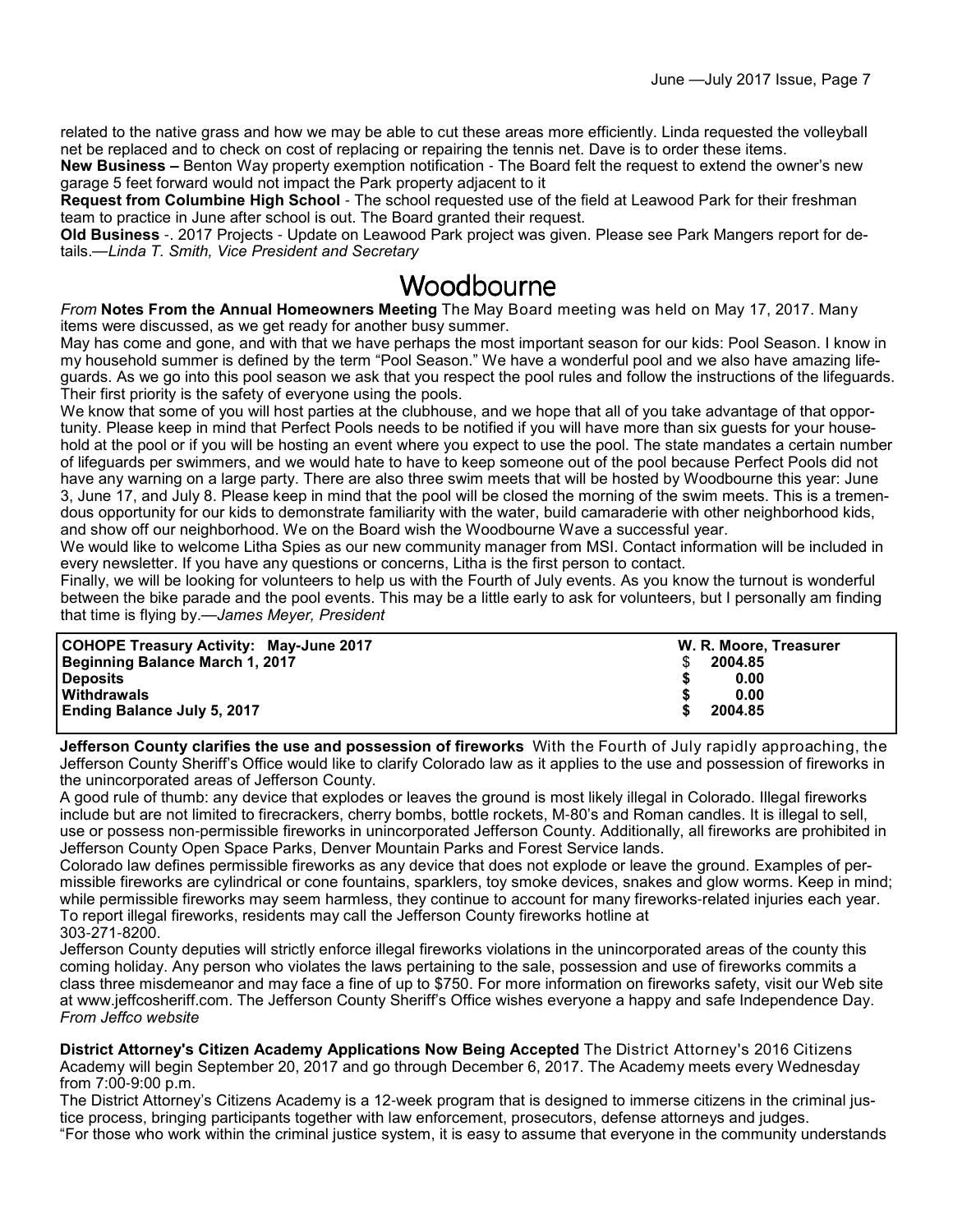related to the native grass and how we may be able to cut these areas more efficiently. Linda requested the volleyball net be replaced and to check on cost of replacing or repairing the tennis net. Dave is to order these items.

**New Business –** Benton Way property exemption notification - The Board felt the request to extend the owner's new garage 5 feet forward would not impact the Park property adjacent to it

**Request from Columbine High School** - The school requested use of the field at Leawood Park for their freshman team to practice in June after school is out. The Board granted their request.

**Old Business** -. 2017 Projects - Update on Leawood Park project was given. Please see Park Mangers report for details.—*Linda T. Smith, Vice President and Secretary*

# Woodbourne

*From* **Notes From the Annual Homeowners Meeting** The May Board meeting was held on May 17, 2017. Many items were discussed, as we get ready for another busy summer.

May has come and gone, and with that we have perhaps the most important season for our kids: Pool Season. I know in my household summer is defined by the term "Pool Season." We have a wonderful pool and we also have amazing lifeguards. As we go into this pool season we ask that you respect the pool rules and follow the instructions of the lifeguards. Their first priority is the safety of everyone using the pools.

We know that some of you will host parties at the clubhouse, and we hope that all of you take advantage of that opportunity. Please keep in mind that Perfect Pools needs to be notified if you will have more than six guests for your household at the pool or if you will be hosting an event where you expect to use the pool. The state mandates a certain number of lifeguards per swimmers, and we would hate to have to keep someone out of the pool because Perfect Pools did not have any warning on a large party. There are also three swim meets that will be hosted by Woodbourne this year: June 3, June 17, and July 8. Please keep in mind that the pool will be closed the morning of the swim meets. This is a tremendous opportunity for our kids to demonstrate familiarity with the water, build camaraderie with other neighborhood kids, and show off our neighborhood. We on the Board wish the Woodbourne Wave a successful year.

We would like to welcome Litha Spies as our new community manager from MSI. Contact information will be included in every newsletter. If you have any questions or concerns, Litha is the first person to contact.

Finally, we will be looking for volunteers to help us with the Fourth of July events. As you know the turnout is wonderful between the bike parade and the pool events. This may be a little early to ask for volunteers, but I personally am finding that time is flying by.—*James Meyer, President*

| COHOPE Treasury Activity: May-June 2017 | W. R. Moore, Treasurer |
|---|---|
| Beginning Balance March 1, 2017 | $ 2004.85 |
| Deposits | $ 0.00 |
| Withdrawals | $ 0.00 |
| Ending Balance July 5, 2017 | $ 2004.85 |

**Jefferson County clarifies the use and possession of fireworks** With the Fourth of July rapidly approaching, the Jefferson County Sheriff's Office would like to clarify Colorado law as it applies to the use and possession of fireworks in the unincorporated areas of Jefferson County.

A good rule of thumb: any device that explodes or leaves the ground is most likely illegal in Colorado. Illegal fireworks include but are not limited to firecrackers, cherry bombs, bottle rockets, M-80's and Roman candles. It is illegal to sell, use or possess non-permissible fireworks in unincorporated Jefferson County. Additionally, all fireworks are prohibited in Jefferson County Open Space Parks, Denver Mountain Parks and Forest Service lands.

Colorado law defines permissible fireworks as any device that does not explode or leave the ground. Examples of permissible fireworks are cylindrical or cone fountains, sparklers, toy smoke devices, snakes and glow worms. Keep in mind; while permissible fireworks may seem harmless, they continue to account for many fireworks-related injuries each year. To report illegal fireworks, residents may call the Jefferson County fireworks hotline at 303-271-8200.

Jefferson County deputies will strictly enforce illegal fireworks violations in the unincorporated areas of the county this coming holiday. Any person who violates the laws pertaining to the sale, possession and use of fireworks commits a class three misdemeanor and may face a fine of up to $750. For more information on fireworks safety, visit our Web site at www.jeffcosheriff.com. The Jefferson County Sheriff's Office wishes everyone a happy and safe Independence Day. *From Jeffco website*

**District Attorney's Citizen Academy Applications Now Being Accepted** The District Attorney's 2016 Citizens Academy will begin September 20, 2017 and go through December 6, 2017. The Academy meets every Wednesday from 7:00-9:00 p.m.

The District Attorney's Citizens Academy is a 12-week program that is designed to immerse citizens in the criminal justice process, bringing participants together with law enforcement, prosecutors, defense attorneys and judges.

"For those who work within the criminal justice system, it is easy to assume that everyone in the community understands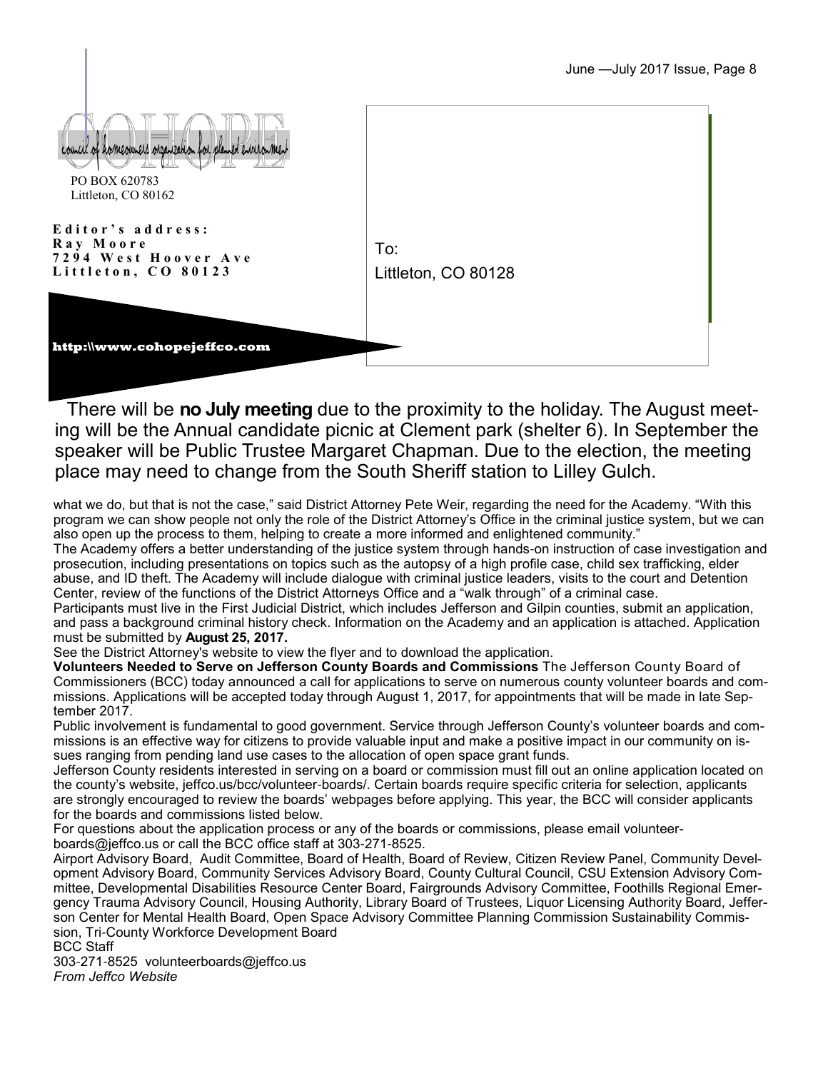COHOPE

council of homeowners organization for planned environment

PO BOX 620783
Littleton, CO 80162

**Editor's address:**
**Ray Moore**
**7294 West Hoover Ave**
**Littleton, CO 80123**

**http:\\www.cohopejeffco.com**

To:
Littleton, CO 80128

There will be **no July meeting** due to the proximity to the holiday. The August meeting will be the Annual candidate picnic at Clement park (shelter 6). In September the speaker will be Public Trustee Margaret Chapman. Due to the election, the meeting place may need to change from the South Sheriff station to Lilley Gulch.

what we do, but that is not the case," said District Attorney Pete Weir, regarding the need for the Academy. "With this program we can show people not only the role of the District Attorney's Office in the criminal justice system, but we can also open up the process to them, helping to create a more informed and enlightened community."

The Academy offers a better understanding of the justice system through hands-on instruction of case investigation and prosecution, including presentations on topics such as the autopsy of a high profile case, child sex trafficking, elder abuse, and ID theft. The Academy will include dialogue with criminal justice leaders, visits to the court and Detention Center, review of the functions of the District Attorneys Office and a "walk through" of a criminal case.

Participants must live in the First Judicial District, which includes Jefferson and Gilpin counties, submit an application, and pass a background criminal history check. Information on the Academy and an application is attached. Application must be submitted by **August 25, 2017.**

See the District Attorney's website to view the flyer and to download the application.

**Volunteers Needed to Serve on Jefferson County Boards and Commissions** The Jefferson County Board of Commissioners (BCC) today announced a call for applications to serve on numerous county volunteer boards and commissions. Applications will be accepted today through August 1, 2017, for appointments that will be made in late September 2017.

Public involvement is fundamental to good government. Service through Jefferson County's volunteer boards and commissions is an effective way for citizens to provide valuable input and make a positive impact in our community on issues ranging from pending land use cases to the allocation of open space grant funds.

Jefferson County residents interested in serving on a board or commission must fill out an online application located on the county's website, jeffco.us/bcc/volunteer-boards/. Certain boards require specific criteria for selection, applicants are strongly encouraged to review the boards' webpages before applying. This year, the BCC will consider applicants for the boards and commissions listed below.

For questions about the application process or any of the boards or commissions, please email volunteerboards@jeffco.us or call the BCC office staff at 303-271-8525.

Airport Advisory Board, Audit Committee, Board of Health, Board of Review, Citizen Review Panel, Community Development Advisory Board, Community Services Advisory Board, County Cultural Council, CSU Extension Advisory Committee, Developmental Disabilities Resource Center Board, Fairgrounds Advisory Committee, Foothills Regional Emergency Trauma Advisory Council, Housing Authority, Library Board of Trustees, Liquor Licensing Authority Board, Jefferson Center for Mental Health Board, Open Space Advisory Committee Planning Commission Sustainability Commission, Tri-County Workforce Development Board

BCC Staff
303-271-8525 volunteerboards@jeffco.us
*From Jeffco Website*